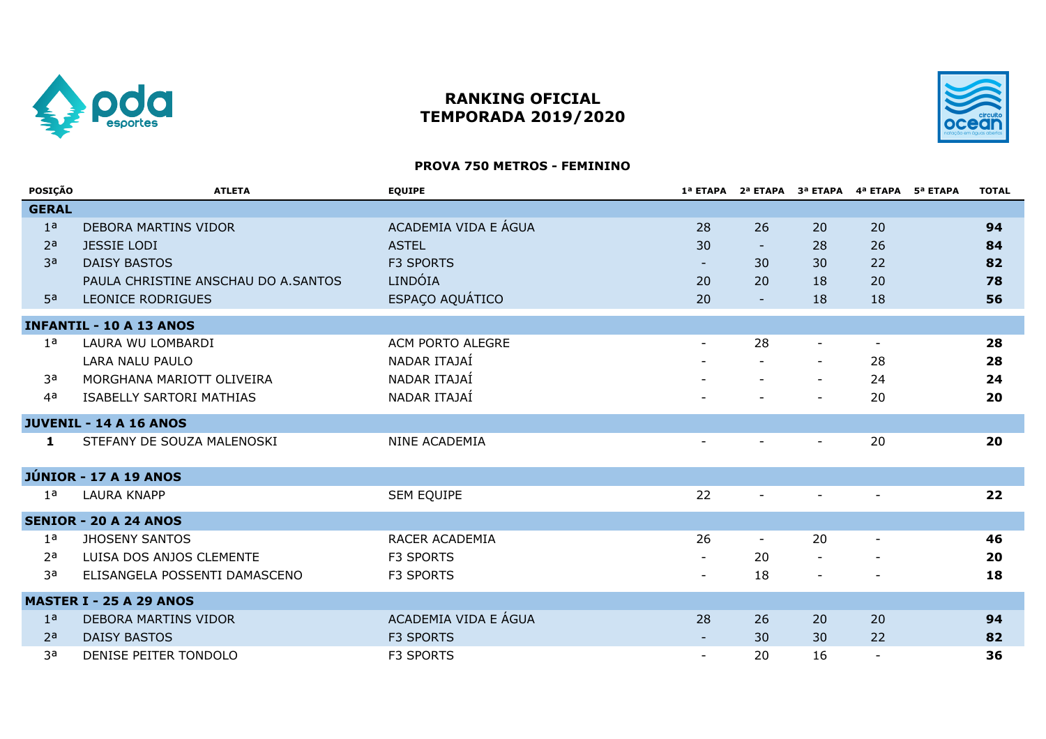# RANKING OFICIAL
# TEMPORADA 2019/2020

## PROVA 750 METROS - FEMININO

| POSIÇÃO | ATLETA | EQUIPE | 1ª ETAPA | 2ª ETAPA | 3ª ETAPA | 4ª ETAPA | 5ª ETAPA | TOTAL |
|---|---|---|---|---|---|---|---|---|
| **GERAL** | | | | | | | | |
| 1ª | DEBORA MARTINS VIDOR | ACADEMIA VIDA E ÁGUA | 28 | 26 | 20 | 20 | | **94** |
| 2ª | JESSIE LODI | ASTEL | 30 | - | 28 | 26 | | **84** |
| 3ª | DAISY BASTOS | F3 SPORTS | - | 30 | 30 | 22 | | **82** |
| | PAULA CHRISTINE ANSCHAU DO A.SANTOS | LINDÓIA | 20 | 20 | 18 | 20 | | **78** |
| 5ª | LEONICE RODRIGUES | ESPAÇO AQUÁTICO | 20 | - | 18 | 18 | | **56** |
| **INFANTIL - 10 A 13 ANOS** | | | | | | | | |
| 1ª | LAURA WU LOMBARDI | ACM PORTO ALEGRE | - | 28 | - | - | | **28** |
| | LARA NALU PAULO | NADAR ITAJAÍ | - | - | - | 28 | | **28** |
| 3ª | MORGHANA MARIOTT OLIVEIRA | NADAR ITAJAÍ | - | - | - | 24 | | **24** |
| 4ª | ISABELLY SARTORI MATHIAS | NADAR ITAJAÍ | - | - | - | 20 | | **20** |
| **JUVENIL - 14 A 16 ANOS** | | | | | | | | |
| **1** | STEFANY DE SOUZA MALENOSKI | NINE ACADEMIA | - | - | - | 20 | | **20** |
| **JÚNIOR - 17 A 19 ANOS** | | | | | | | | |
| 1ª | LAURA KNAPP | SEM EQUIPE | 22 | - | - | - | | **22** |
| **SENIOR - 20 A 24 ANOS** | | | | | | | | |
| 1ª | JHOSENY SANTOS | RACER ACADEMIA | 26 | - | 20 | - | | **46** |
| 2ª | LUISA DOS ANJOS CLEMENTE | F3 SPORTS | - | 20 | - | - | | **20** |
| 3ª | ELISANGELA POSSENTI DAMASCENO | F3 SPORTS | - | 18 | - | - | | **18** |
| **MASTER I - 25 A 29 ANOS** | | | | | | | | |
| 1ª | DEBORA MARTINS VIDOR | ACADEMIA VIDA E ÁGUA | 28 | 26 | 20 | 20 | | **94** |
| 2ª | DAISY BASTOS | F3 SPORTS | - | 30 | 30 | 22 | | **82** |
| 3ª | DENISE PEITER TONDOLO | F3 SPORTS | - | 20 | 16 | - | | **36** |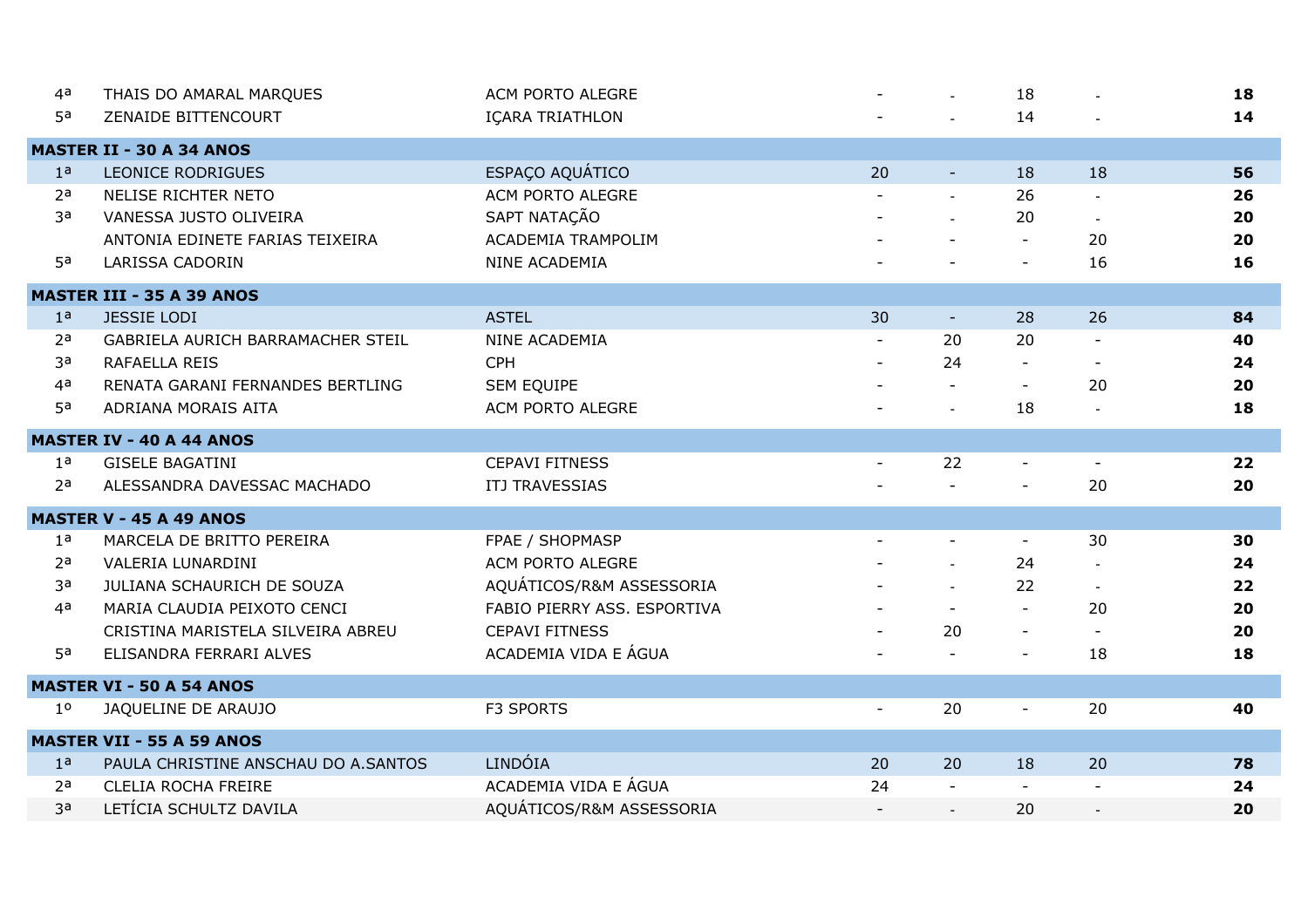| | | | | | | | |
|---|---|---|---|---|---|---|---|
| 4ª | THAIS DO AMARAL MARQUES | ACM PORTO ALEGRE | - | - | 18 | - | **18** |
| 5ª | ZENAIDE BITTENCOURT | IÇARA TRIATHLON | - | - | 14 | - | **14** |
| **MASTER II - 30 A 34 ANOS** | | | | | | | |
| 1ª | LEONICE RODRIGUES | ESPAÇO AQUÁTICO | 20 | - | 18 | 18 | **56** |
| 2ª | NELISE RICHTER NETO | ACM PORTO ALEGRE | - | - | 26 | - | **26** |
| 3ª | VANESSA JUSTO OLIVEIRA | SAPT NATAÇÃO | - | - | 20 | - | **20** |
| | ANTONIA EDINETE FARIAS TEIXEIRA | ACADEMIA TRAMPOLIM | - | - | - | 20 | **20** |
| 5ª | LARISSA CADORIN | NINE ACADEMIA | - | - | - | 16 | **16** |
| **MASTER III - 35 A 39 ANOS** | | | | | | | |
| 1ª | JESSIE LODI | ASTEL | 30 | - | 28 | 26 | **84** |
| 2ª | GABRIELA AURICH BARRAMACHER STEIL | NINE ACADEMIA | - | 20 | 20 | - | **40** |
| 3ª | RAFAELLA REIS | CPH | - | 24 | - | - | **24** |
| 4ª | RENATA GARANI FERNANDES BERTLING | SEM EQUIPE | - | - | - | 20 | **20** |
| 5ª | ADRIANA MORAIS AITA | ACM PORTO ALEGRE | - | - | 18 | - | **18** |
| **MASTER IV - 40 A 44 ANOS** | | | | | | | |
| 1ª | GISELE BAGATINI | CEPAVI FITNESS | - | 22 | - | - | **22** |
| 2ª | ALESSANDRA DAVESSAC MACHADO | ITJ TRAVESSIAS | - | - | - | 20 | **20** |
| **MASTER V - 45 A 49 ANOS** | | | | | | | |
| 1ª | MARCELA DE BRITTO PEREIRA | FPAE / SHOPMASP | - | - | - | 30 | **30** |
| 2ª | VALERIA LUNARDINI | ACM PORTO ALEGRE | - | - | 24 | - | **24** |
| 3ª | JULIANA SCHAURICH DE SOUZA | AQUÁTICOS/R&M ASSESSORIA | - | - | 22 | - | **22** |
| 4ª | MARIA CLAUDIA PEIXOTO CENCI | FABIO PIERRY ASS. ESPORTIVA | - | - | - | 20 | **20** |
| | CRISTINA MARISTELA SILVEIRA ABREU | CEPAVI FITNESS | - | 20 | - | - | **20** |
| 5ª | ELISANDRA FERRARI ALVES | ACADEMIA VIDA E ÁGUA | - | - | - | 18 | **18** |
| **MASTER VI - 50 A 54 ANOS** | | | | | | | |
| 1º | JAQUELINE DE ARAUJO | F3 SPORTS | - | 20 | - | 20 | **40** |
| **MASTER VII - 55 A 59 ANOS** | | | | | | | |
| 1ª | PAULA CHRISTINE ANSCHAU DO A.SANTOS | LINDÓIA | 20 | 20 | 18 | 20 | **78** |
| 2ª | CLELIA ROCHA FREIRE | ACADEMIA VIDA E ÁGUA | 24 | - | - | - | **24** |
| 3ª | LETÍCIA SCHULTZ DAVILA | AQUÁTICOS/R&M ASSESSORIA | - | - | 20 | - | **20** |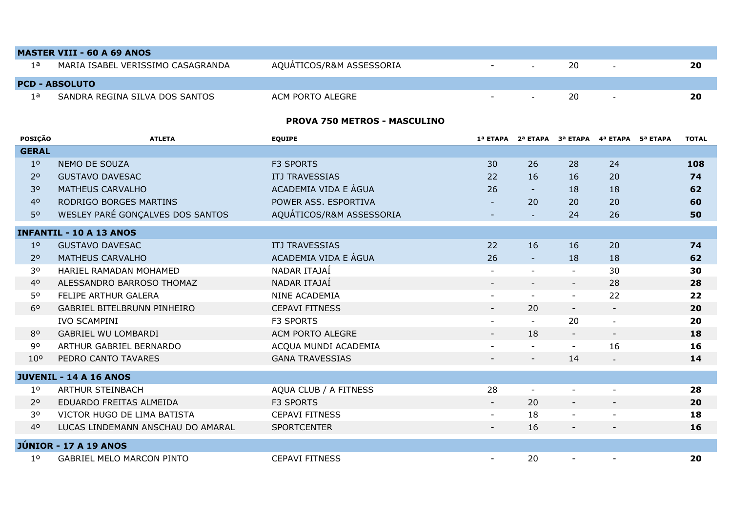| | | | | | | | | |
|---|---|---|---|---|---|---|---|---|
| **MASTER VIII - 60 A 69 ANOS** | | | | | | | | |
| 1ª | MARIA ISABEL VERISSIMO CASAGRANDA | AQUÁTICOS/R&M ASSESSORIA | - | - | 20 | - | | **20** |
| **PCD - ABSOLUTO** | | | | | | | | |
| 1ª | SANDRA REGINA SILVA DOS SANTOS | ACM PORTO ALEGRE | - | - | 20 | - | | **20** |

## PROVA 750 METROS - MASCULINO

| POSIÇÃO | ATLETA | EQUIPE | 1ª ETAPA | 2ª ETAPA | 3ª ETAPA | 4ª ETAPA | 5ª ETAPA | TOTAL |
|---|---|---|---|---|---|---|---|---|
| **GERAL** | | | | | | | | |
| 1º | NEMO DE SOUZA | F3 SPORTS | 30 | 26 | 28 | 24 | | **108** |
| 2º | GUSTAVO DAVESAC | ITJ TRAVESSIAS | 22 | 16 | 16 | 20 | | **74** |
| 3º | MATHEUS CARVALHO | ACADEMIA VIDA E ÁGUA | 26 | - | 18 | 18 | | **62** |
| 4º | RODRIGO BORGES MARTINS | POWER ASS. ESPORTIVA | - | 20 | 20 | 20 | | **60** |
| 5º | WESLEY PARÉ GONÇALVES DOS SANTOS | AQUÁTICOS/R&M ASSESSORIA | - | - | 24 | 26 | | **50** |
| **INFANTIL - 10 A 13 ANOS** | | | | | | | | |
| 1º | GUSTAVO DAVESAC | ITJ TRAVESSIAS | 22 | 16 | 16 | 20 | | **74** |
| 2º | MATHEUS CARVALHO | ACADEMIA VIDA E ÁGUA | 26 | - | 18 | 18 | | **62** |
| 3º | HARIEL RAMADAN MOHAMED | NADAR ITAJAÍ | - | - | - | 30 | | **30** |
| 4º | ALESSANDRO BARROSO THOMAZ | NADAR ITAJAÍ | - | - | - | 28 | | **28** |
| 5º | FELIPE ARTHUR GALERA | NINE ACADEMIA | - | - | - | 22 | | **22** |
| 6º | GABRIEL BITELBRUNN PINHEIRO | CEPAVI FITNESS | - | 20 | - | - | | **20** |
| | IVO SCAMPINI | F3 SPORTS | - | - | 20 | - | | **20** |
| 8º | GABRIEL WU LOMBARDI | ACM PORTO ALEGRE | - | 18 | - | - | | **18** |
| 9º | ARTHUR GABRIEL BERNARDO | ACQUA MUNDI ACADEMIA | - | - | - | 16 | | **16** |
| 10º | PEDRO CANTO TAVARES | GANA TRAVESSIAS | - | - | 14 | - | | **14** |
| **JUVENIL - 14 A 16 ANOS** | | | | | | | | |
| 1º | ARTHUR STEINBACH | AQUA CLUB / A FITNESS | 28 | - | - | - | | **28** |
| 2º | EDUARDO FREITAS ALMEIDA | F3 SPORTS | - | 20 | - | - | | **20** |
| 3º | VICTOR HUGO DE LIMA BATISTA | CEPAVI FITNESS | - | 18 | - | - | | **18** |
| 4º | LUCAS LINDEMANN ANSCHAU DO AMARAL | SPORTCENTER | - | 16 | - | - | | **16** |
| **JÚNIOR - 17 A 19 ANOS** | | | | | | | | |
| 1º | GABRIEL MELO MARCON PINTO | CEPAVI FITNESS | - | 20 | - | - | | **20** |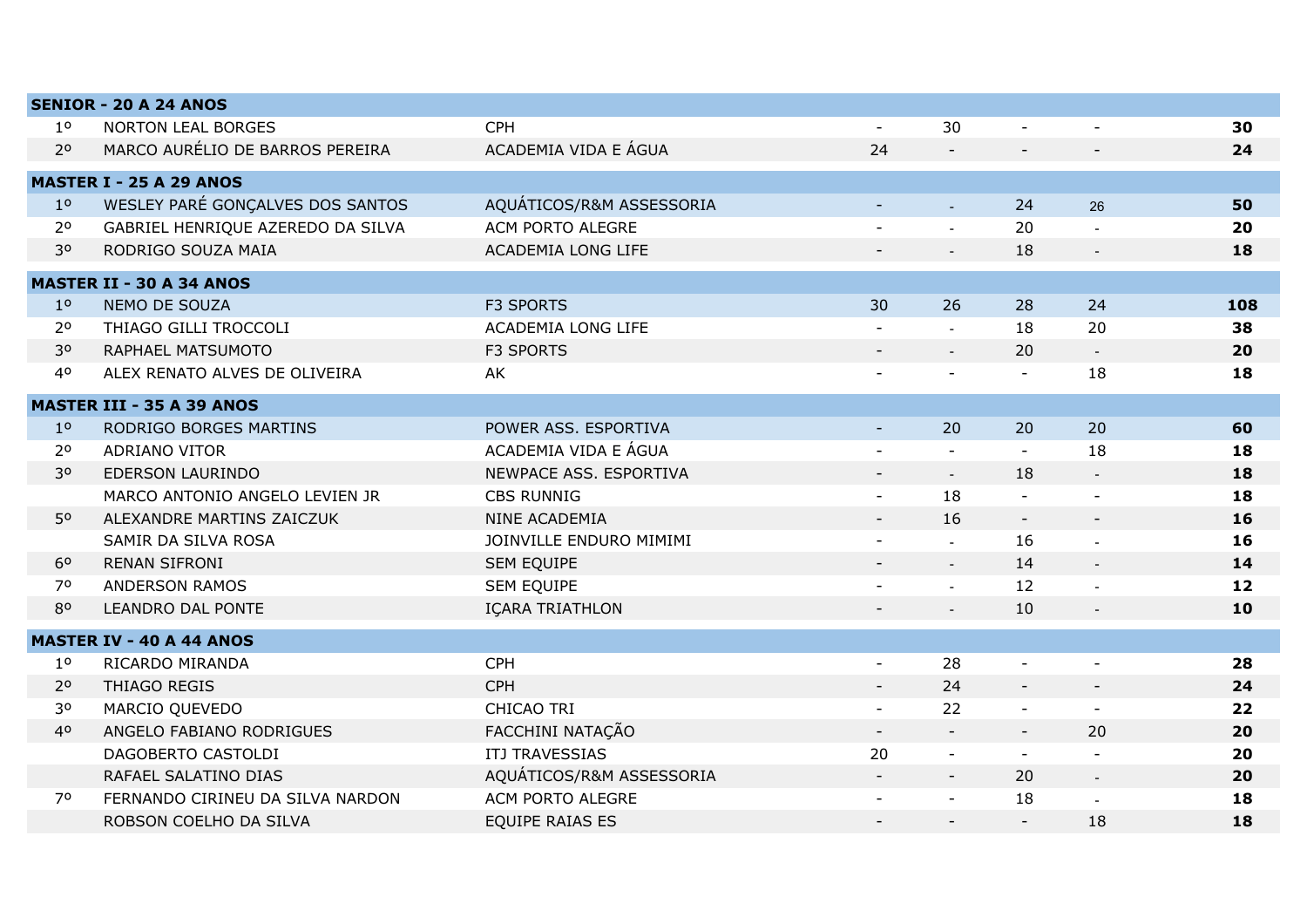| | | | | | | | |
|---|---|---|---|---|---|---|---|
| **SENIOR - 20 A 24 ANOS** | | | | | | | |
| 1º | NORTON LEAL BORGES | CPH | - | 30 | - | - | **30** |
| 2º | MARCO AURÉLIO DE BARROS PEREIRA | ACADEMIA VIDA E ÁGUA | 24 | - | - | - | **24** |
| **MASTER I - 25 A 29 ANOS** | | | | | | | |
| 1º | WESLEY PARÉ GONÇALVES DOS SANTOS | AQUÁTICOS/R&M ASSESSORIA | - | - | 24 | 26 | **50** |
| 2º | GABRIEL HENRIQUE AZEREDO DA SILVA | ACM PORTO ALEGRE | - | - | 20 | - | **20** |
| 3º | RODRIGO SOUZA MAIA | ACADEMIA LONG LIFE | - | - | 18 | - | **18** |
| **MASTER II - 30 A 34 ANOS** | | | | | | | |
| 1º | NEMO DE SOUZA | F3 SPORTS | 30 | 26 | 28 | 24 | **108** |
| 2º | THIAGO GILLI TROCCOLI | ACADEMIA LONG LIFE | - | - | 18 | 20 | **38** |
| 3º | RAPHAEL MATSUMOTO | F3 SPORTS | - | - | 20 | - | **20** |
| 4º | ALEX RENATO ALVES DE OLIVEIRA | AK | - | - | - | 18 | **18** |
| **MASTER III - 35 A 39 ANOS** | | | | | | | |
| 1º | RODRIGO BORGES MARTINS | POWER ASS. ESPORTIVA | - | 20 | 20 | 20 | **60** |
| 2º | ADRIANO VITOR | ACADEMIA VIDA E ÁGUA | - | - | - | 18 | **18** |
| 3º | EDERSON LAURINDO | NEWPACE ASS. ESPORTIVA | - | - | 18 | - | **18** |
| | MARCO ANTONIO ANGELO LEVIEN JR | CBS RUNNIG | - | 18 | - | - | **18** |
| 5º | ALEXANDRE MARTINS ZAICZUK | NINE ACADEMIA | - | 16 | - | - | **16** |
| | SAMIR DA SILVA ROSA | JOINVILLE ENDURO MIMIMI | - | - | 16 | - | **16** |
| 6º | RENAN SIFRONI | SEM EQUIPE | - | - | 14 | - | **14** |
| 7º | ANDERSON RAMOS | SEM EQUIPE | - | - | 12 | - | **12** |
| 8º | LEANDRO DAL PONTE | IÇARA TRIATHLON | - | - | 10 | - | **10** |
| **MASTER IV - 40 A 44 ANOS** | | | | | | | |
| 1º | RICARDO MIRANDA | CPH | - | 28 | - | - | **28** |
| 2º | THIAGO REGIS | CPH | - | 24 | - | - | **24** |
| 3º | MARCIO QUEVEDO | CHICAO TRI | - | 22 | - | - | **22** |
| 4º | ANGELO FABIANO RODRIGUES | FACCHINI NATAÇÃO | - | - | - | 20 | **20** |
| | DAGOBERTO CASTOLDI | ITJ TRAVESSIAS | 20 | - | - | - | **20** |
| | RAFAEL SALATINO DIAS | AQUÁTICOS/R&M ASSESSORIA | - | - | 20 | - | **20** |
| 7º | FERNANDO CIRINEU DA SILVA NARDON | ACM PORTO ALEGRE | - | - | 18 | - | **18** |
| | ROBSON COELHO DA SILVA | EQUIPE RAIAS ES | - | - | - | 18 | **18** |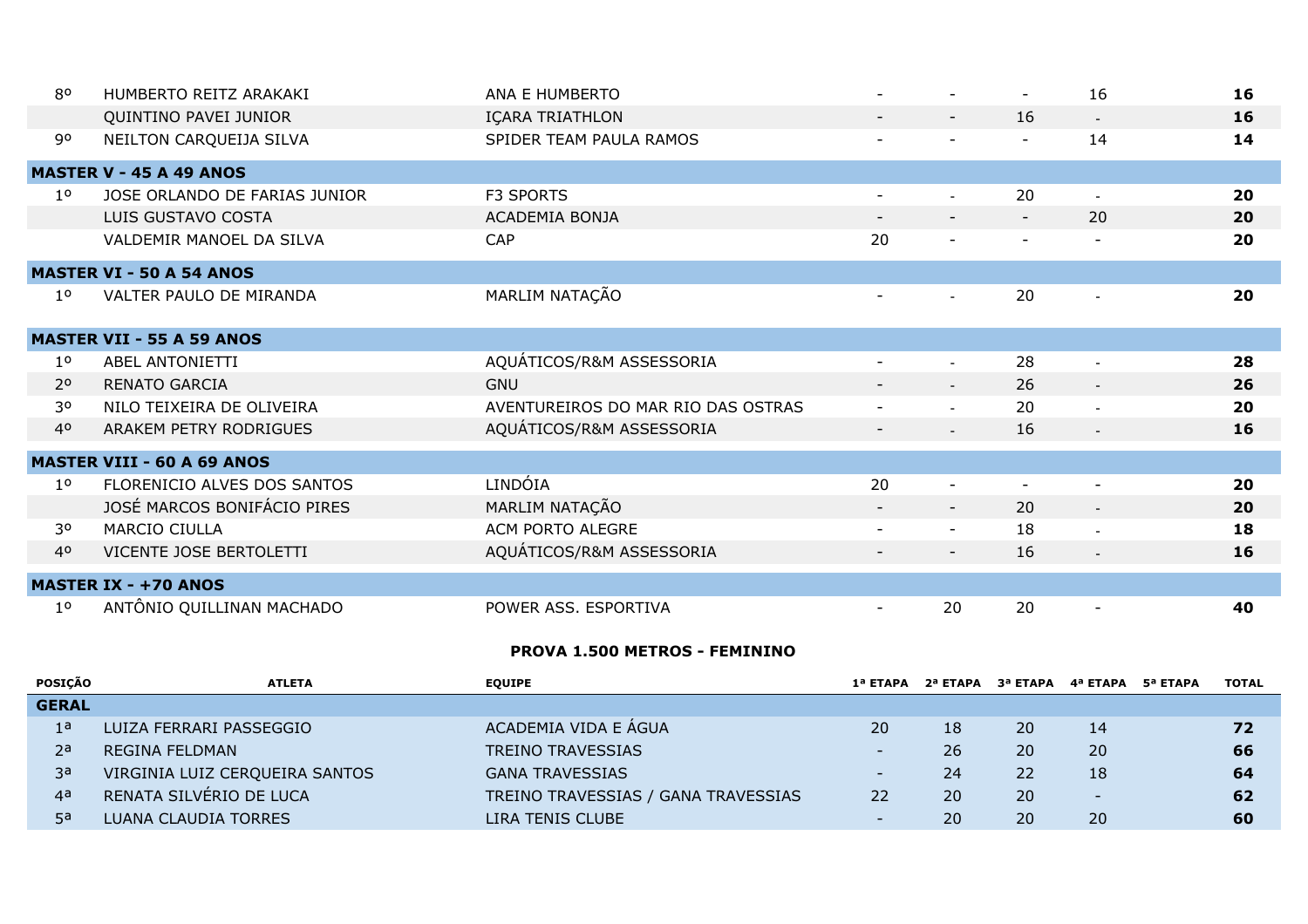| | | | | | | | | |
|---|---|---|---|---|---|---|---|---|
| 8º | HUMBERTO REITZ ARAKAKI | ANA E HUMBERTO | - | - | - | 16 | | **16** |
| | QUINTINO PAVEI JUNIOR | IÇARA TRIATHLON | - | - | 16 | - | | **16** |
| 9º | NEILTON CARQUEIJA SILVA | SPIDER TEAM PAULA RAMOS | - | - | - | 14 | | **14** |
| **MASTER V - 45 A 49 ANOS** | | | | | | | | |
| 1º | JOSE ORLANDO DE FARIAS JUNIOR | F3 SPORTS | - | - | 20 | - | | **20** |
| | LUIS GUSTAVO COSTA | ACADEMIA BONJA | - | - | - | 20 | | **20** |
| | VALDEMIR MANOEL DA SILVA | CAP | 20 | - | - | - | | **20** |
| **MASTER VI - 50 A 54 ANOS** | | | | | | | | |
| 1º | VALTER PAULO DE MIRANDA | MARLIM NATAÇÃO | - | - | 20 | - | | **20** |
| **MASTER VII - 55 A 59 ANOS** | | | | | | | | |
| 1º | ABEL ANTONIETTI | AQUÁTICOS/R&M ASSESSORIA | - | - | 28 | - | | **28** |
| 2º | RENATO GARCIA | GNU | - | - | 26 | - | | **26** |
| 3º | NILO TEIXEIRA DE OLIVEIRA | AVENTUREIROS DO MAR RIO DAS OSTRAS | - | - | 20 | - | | **20** |
| 4º | ARAKEM PETRY RODRIGUES | AQUÁTICOS/R&M ASSESSORIA | - | - | 16 | - | | **16** |
| **MASTER VIII - 60 A 69 ANOS** | | | | | | | | |
| 1º | FLORENICIO ALVES DOS SANTOS | LINDÓIA | 20 | - | - | - | | **20** |
| | JOSÉ MARCOS BONIFÁCIO PIRES | MARLIM NATAÇÃO | - | - | 20 | - | | **20** |
| 3º | MARCIO CIULLA | ACM PORTO ALEGRE | - | - | 18 | - | | **18** |
| 4º | VICENTE JOSE BERTOLETTI | AQUÁTICOS/R&M ASSESSORIA | - | - | 16 | - | | **16** |
| **MASTER IX - +70 ANOS** | | | | | | | | |
| 1º | ANTÔNIO QUILLINAN MACHADO | POWER ASS. ESPORTIVA | - | 20 | 20 | - | | **40** |

**PROVA 1.500 METROS - FEMININO**

| POSIÇÃO | ATLETA | EQUIPE | 1ª ETAPA | 2ª ETAPA | 3ª ETAPA | 4ª ETAPA | 5ª ETAPA | TOTAL |
|---|---|---|---|---|---|---|---|---|
| **GERAL** | | | | | | | | |
| 1ª | LUIZA FERRARI PASSEGGIO | ACADEMIA VIDA E ÁGUA | 20 | 18 | 20 | 14 | | **72** |
| 2ª | REGINA FELDMAN | TREINO TRAVESSIAS | - | 26 | 20 | 20 | | **66** |
| 3ª | VIRGINIA LUIZ CERQUEIRA SANTOS | GANA TRAVESSIAS | - | 24 | 22 | 18 | | **64** |
| 4ª | RENATA SILVÉRIO DE LUCA | TREINO TRAVESSIAS / GANA TRAVESSIAS | 22 | 20 | 20 | - | | **62** |
| 5ª | LUANA CLAUDIA TORRES | LIRA TENIS CLUBE | - | 20 | 20 | 20 | | **60** |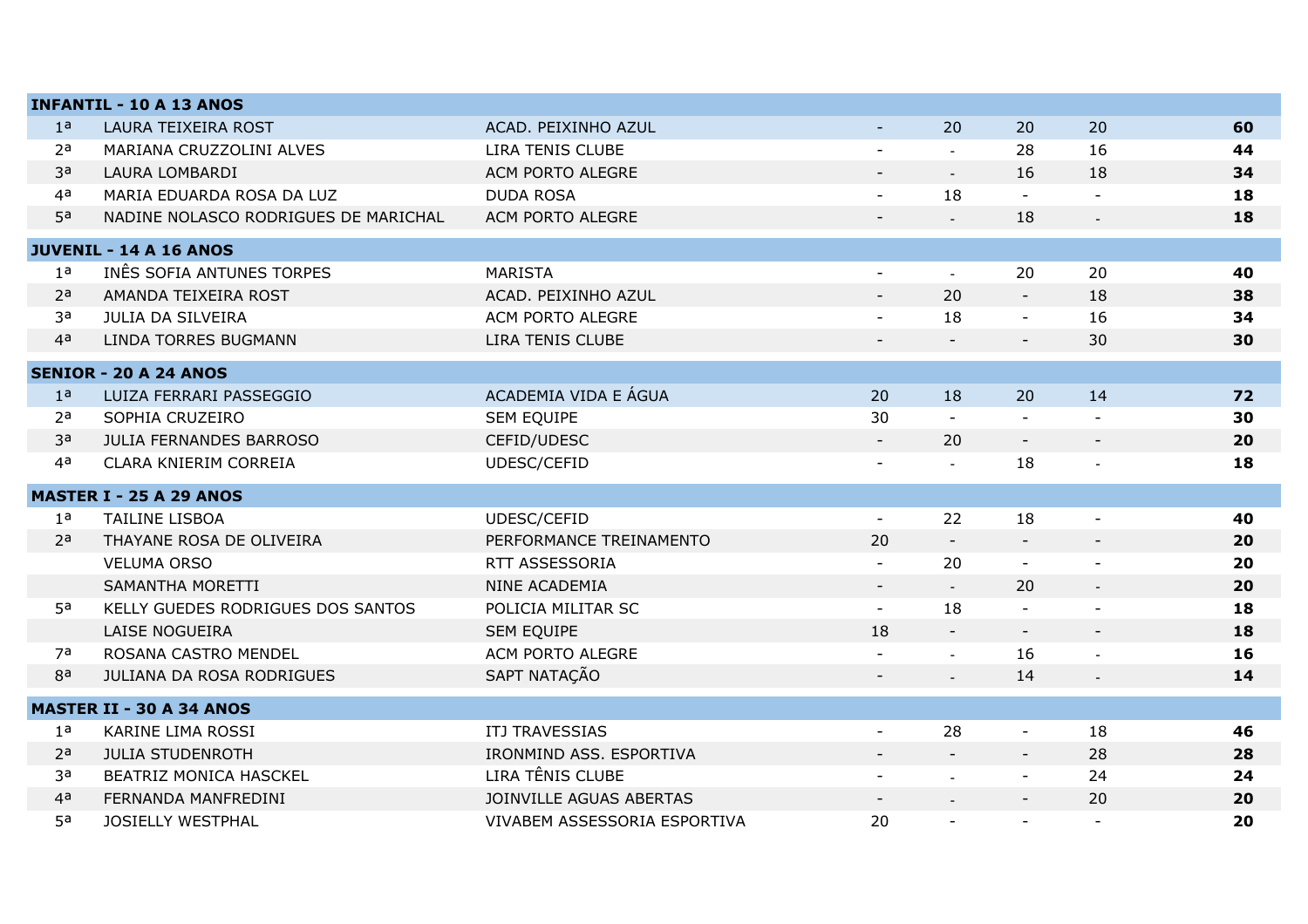| INFANTIL - 10 A 13 ANOS | | | | | | | |
|---|---|---|---|---|---|---|---|
| 1ª | LAURA TEIXEIRA ROST | ACAD. PEIXINHO AZUL | - | 20 | 20 | 20 | **60** |
| 2ª | MARIANA CRUZZOLINI ALVES | LIRA TENIS CLUBE | - | - | 28 | 16 | **44** |
| 3ª | LAURA LOMBARDI | ACM PORTO ALEGRE | - | - | 16 | 18 | **34** |
| 4ª | MARIA EDUARDA ROSA DA LUZ | DUDA ROSA | - | 18 | - | - | **18** |
| 5ª | NADINE NOLASCO RODRIGUES DE MARICHAL | ACM PORTO ALEGRE | - | - | 18 | - | **18** |
| **JUVENIL - 14 A 16 ANOS** | | | | | | | |
| 1ª | INÊS SOFIA ANTUNES TORPES | MARISTA | - | - | 20 | 20 | **40** |
| 2ª | AMANDA TEIXEIRA ROST | ACAD. PEIXINHO AZUL | - | 20 | - | 18 | **38** |
| 3ª | JULIA DA SILVEIRA | ACM PORTO ALEGRE | - | 18 | - | 16 | **34** |
| 4ª | LINDA TORRES BUGMANN | LIRA TENIS CLUBE | - | - | - | 30 | **30** |
| **SENIOR - 20 A 24 ANOS** | | | | | | | |
| 1ª | LUIZA FERRARI PASSEGGIO | ACADEMIA VIDA E ÁGUA | 20 | 18 | 20 | 14 | **72** |
| 2ª | SOPHIA CRUZEIRO | SEM EQUIPE | 30 | - | - | - | **30** |
| 3ª | JULIA FERNANDES BARROSO | CEFID/UDESC | - | 20 | - | - | **20** |
| 4ª | CLARA KNIERIM CORREIA | UDESC/CEFID | - | - | 18 | - | **18** |
| **MASTER I - 25 A 29 ANOS** | | | | | | | |
| 1ª | TAILINE LISBOA | UDESC/CEFID | - | 22 | 18 | - | **40** |
| 2ª | THAYANE ROSA DE OLIVEIRA | PERFORMANCE TREINAMENTO | 20 | - | - | - | **20** |
| | VELUMA ORSO | RTT ASSESSORIA | - | 20 | - | - | **20** |
| | SAMANTHA MORETTI | NINE ACADEMIA | - | - | 20 | - | **20** |
| 5ª | KELLY GUEDES RODRIGUES DOS SANTOS | POLICIA MILITAR SC | - | 18 | - | - | **18** |
| | LAISE NOGUEIRA | SEM EQUIPE | 18 | - | - | - | **18** |
| 7ª | ROSANA CASTRO MENDEL | ACM PORTO ALEGRE | - | - | 16 | - | **16** |
| 8ª | JULIANA DA ROSA RODRIGUES | SAPT NATAÇÃO | - | - | 14 | - | **14** |
| **MASTER II - 30 A 34 ANOS** | | | | | | | |
| 1ª | KARINE LIMA ROSSI | ITJ TRAVESSIAS | - | 28 | - | 18 | **46** |
| 2ª | JULIA STUDENROTH | IRONMIND ASS. ESPORTIVA | - | - | - | 28 | **28** |
| 3ª | BEATRIZ MONICA HASCKEL | LIRA TÊNIS CLUBE | - | - | - | 24 | **24** |
| 4ª | FERNANDA MANFREDINI | JOINVILLE AGUAS ABERTAS | - | - | - | 20 | **20** |
| 5ª | JOSIELLY WESTPHAL | VIVABEM ASSESSORIA ESPORTIVA | 20 | - | - | - | **20** |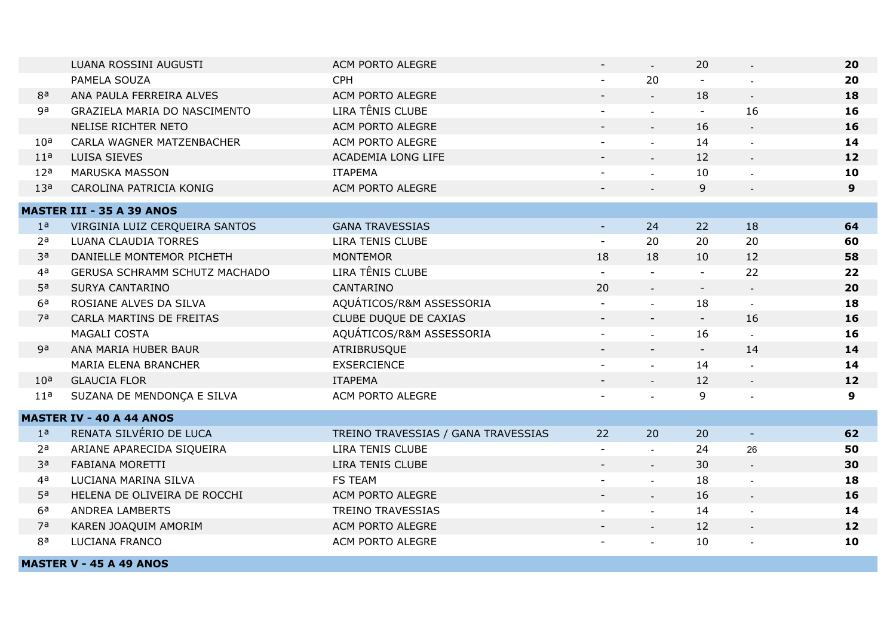| | | | | | | | |
|---|---|---|---|---|---|---|---|
| | LUANA ROSSINI AUGUSTI | ACM PORTO ALEGRE | - | - | 20 | - | **20** |
| | PAMELA SOUZA | CPH | - | 20 | - | - | **20** |
| 8ª | ANA PAULA FERREIRA ALVES | ACM PORTO ALEGRE | - | - | 18 | - | **18** |
| 9ª | GRAZIELA MARIA DO NASCIMENTO | LIRA TÊNIS CLUBE | - | - | - | 16 | **16** |
| | NELISE RICHTER NETO | ACM PORTO ALEGRE | - | - | 16 | - | **16** |
| 10ª | CARLA WAGNER MATZENBACHER | ACM PORTO ALEGRE | - | - | 14 | - | **14** |
| 11ª | LUISA SIEVES | ACADEMIA LONG LIFE | - | - | 12 | - | **12** |
| 12ª | MARUSKA MASSON | ITAPEMA | - | - | 10 | - | **10** |
| 13ª | CAROLINA PATRICIA KONIG | ACM PORTO ALEGRE | - | - | 9 | - | **9** |
| **MASTER III - 35 A 39 ANOS** | | | | | | | |
| 1ª | VIRGINIA LUIZ CERQUEIRA SANTOS | GANA TRAVESSIAS | - | 24 | 22 | 18 | **64** |
| 2ª | LUANA CLAUDIA TORRES | LIRA TENIS CLUBE | - | 20 | 20 | 20 | **60** |
| 3ª | DANIELLE MONTEMOR PICHETH | MONTEMOR | 18 | 18 | 10 | 12 | **58** |
| 4ª | GERUSA SCHRAMM SCHUTZ MACHADO | LIRA TÊNIS CLUBE | - | - | - | 22 | **22** |
| 5ª | SURYA CANTARINO | CANTARINO | 20 | - | - | - | **20** |
| 6ª | ROSIANE ALVES DA SILVA | AQUÁTICOS/R&M ASSESSORIA | - | - | 18 | - | **18** |
| 7ª | CARLA MARTINS DE FREITAS | CLUBE DUQUE DE CAXIAS | - | - | - | 16 | **16** |
| | MAGALI COSTA | AQUÁTICOS/R&M ASSESSORIA | - | - | 16 | - | **16** |
| 9ª | ANA MARIA HUBER BAUR | ATRIBRUSQUE | - | - | - | 14 | **14** |
| | MARIA ELENA BRANCHER | EXSERCIENCE | - | - | 14 | - | **14** |
| 10ª | GLAUCIA FLOR | ITAPEMA | - | - | 12 | - | **12** |
| 11ª | SUZANA DE MENDONÇA E SILVA | ACM PORTO ALEGRE | - | - | 9 | - | **9** |
| **MASTER IV - 40 A 44 ANOS** | | | | | | | |
| 1ª | RENATA SILVÉRIO DE LUCA | TREINO TRAVESSIAS / GANA TRAVESSIAS | 22 | 20 | 20 | - | **62** |
| 2ª | ARIANE APARECIDA SIQUEIRA | LIRA TENIS CLUBE | - | - | 24 | 26 | **50** |
| 3ª | FABIANA MORETTI | LIRA TENIS CLUBE | - | - | 30 | - | **30** |
| 4ª | LUCIANA MARINA SILVA | FS TEAM | - | - | 18 | - | **18** |
| 5ª | HELENA DE OLIVEIRA DE ROCCHI | ACM PORTO ALEGRE | - | - | 16 | - | **16** |
| 6ª | ANDREA LAMBERTS | TREINO TRAVESSIAS | - | - | 14 | - | **14** |
| 7ª | KAREN JOAQUIM AMORIM | ACM PORTO ALEGRE | - | - | 12 | - | **12** |
| 8ª | LUCIANA FRANCO | ACM PORTO ALEGRE | - | - | 10 | - | **10** |
| **MASTER V - 45 A 49 ANOS** | | | | | | | |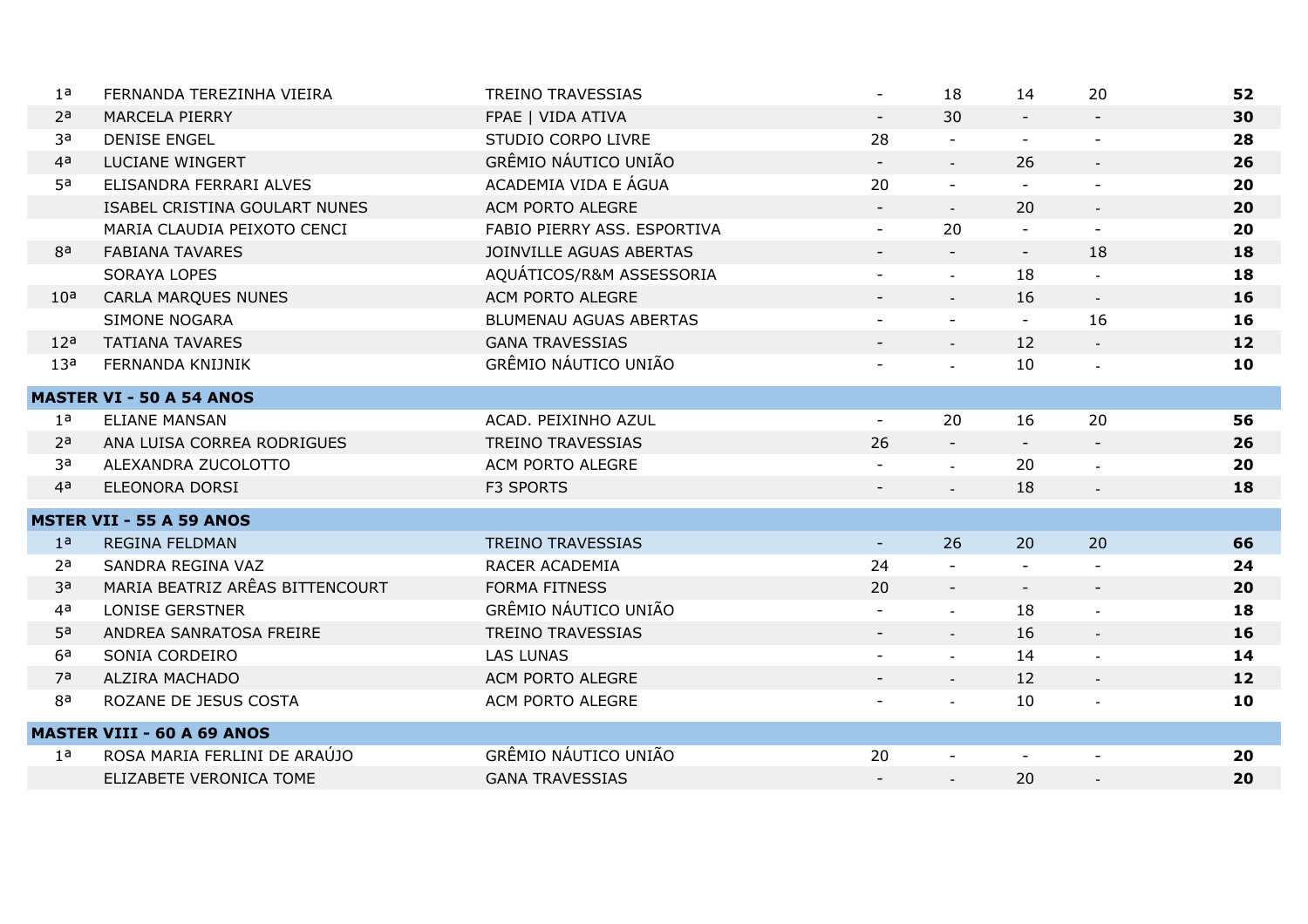| | | | | | | | |
|---|---|---|---|---|---|---|---|
| 1ª | FERNANDA TEREZINHA VIEIRA | TREINO TRAVESSIAS | - | 18 | 14 | 20 | **52** |
| 2ª | MARCELA PIERRY | FPAE \| VIDA ATIVA | - | 30 | - | - | **30** |
| 3ª | DENISE ENGEL | STUDIO CORPO LIVRE | 28 | - | - | - | **28** |
| 4ª | LUCIANE WINGERT | GRÊMIO NÁUTICO UNIÃO | - | - | 26 | - | **26** |
| 5ª | ELISANDRA FERRARI ALVES | ACADEMIA VIDA E ÁGUA | 20 | - | - | - | **20** |
| | ISABEL CRISTINA GOULART NUNES | ACM PORTO ALEGRE | - | - | 20 | - | **20** |
| | MARIA CLAUDIA PEIXOTO CENCI | FABIO PIERRY ASS. ESPORTIVA | - | 20 | - | - | **20** |
| 8ª | FABIANA TAVARES | JOINVILLE AGUAS ABERTAS | - | - | - | 18 | **18** |
| | SORAYA LOPES | AQUÁTICOS/R&M ASSESSORIA | - | - | 18 | - | **18** |
| 10ª | CARLA MARQUES NUNES | ACM PORTO ALEGRE | - | - | 16 | - | **16** |
| | SIMONE NOGARA | BLUMENAU AGUAS ABERTAS | - | - | - | 16 | **16** |
| 12ª | TATIANA TAVARES | GANA TRAVESSIAS | - | - | 12 | - | **12** |
| 13ª | FERNANDA KNIJNIK | GRÊMIO NÁUTICO UNIÃO | - | - | 10 | - | **10** |
| **MASTER VI - 50 A 54 ANOS** | | | | | | | |
| 1ª | ELIANE MANSAN | ACAD. PEIXINHO AZUL | - | 20 | 16 | 20 | **56** |
| 2ª | ANA LUISA CORREA RODRIGUES | TREINO TRAVESSIAS | 26 | - | - | - | **26** |
| 3ª | ALEXANDRA ZUCOLOTTO | ACM PORTO ALEGRE | - | - | 20 | - | **20** |
| 4ª | ELEONORA DORSI | F3 SPORTS | - | - | 18 | - | **18** |
| **MSTER VII - 55 A 59 ANOS** | | | | | | | |
| 1ª | REGINA FELDMAN | TREINO TRAVESSIAS | - | 26 | 20 | 20 | **66** |
| 2ª | SANDRA REGINA VAZ | RACER ACADEMIA | 24 | - | - | - | **24** |
| 3ª | MARIA BEATRIZ ARÊAS BITTENCOURT | FORMA FITNESS | 20 | - | - | - | **20** |
| 4ª | LONISE GERSTNER | GRÊMIO NÁUTICO UNIÃO | - | - | 18 | - | **18** |
| 5ª | ANDREA SANRATOSA FREIRE | TREINO TRAVESSIAS | - | - | 16 | - | **16** |
| 6ª | SONIA CORDEIRO | LAS LUNAS | - | - | 14 | - | **14** |
| 7ª | ALZIRA MACHADO | ACM PORTO ALEGRE | - | - | 12 | - | **12** |
| 8ª | ROZANE DE JESUS COSTA | ACM PORTO ALEGRE | - | - | 10 | - | **10** |
| **MASTER VIII - 60 A 69 ANOS** | | | | | | | |
| 1ª | ROSA MARIA FERLINI DE ARAÚJO | GRÊMIO NÁUTICO UNIÃO | 20 | - | - | - | **20** |
| | ELIZABETE VERONICA TOME | GANA TRAVESSIAS | - | - | 20 | - | **20** |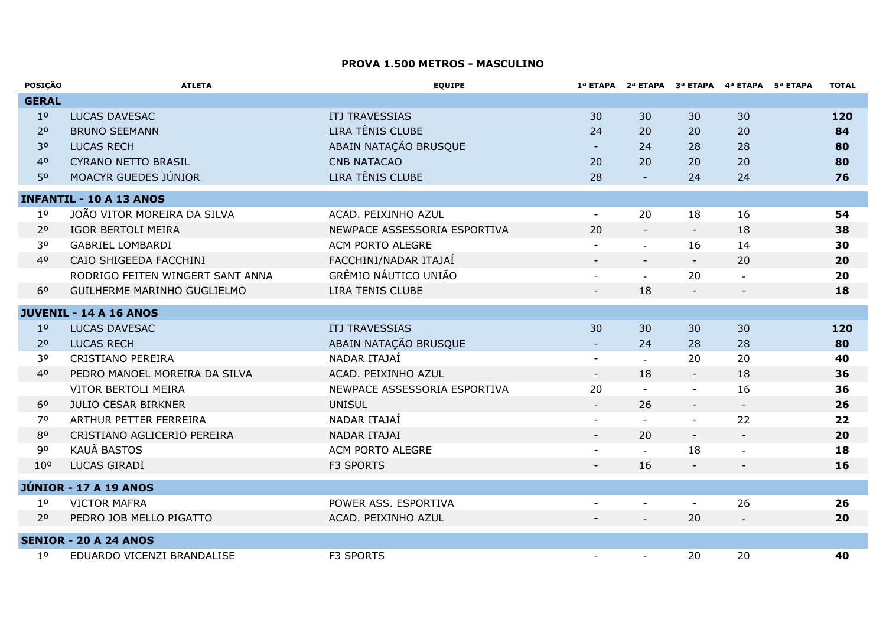## PROVA 1.500 METROS - MASCULINO

| POSIÇÃO | ATLETA | EQUIPE | 1ª ETAPA | 2ª ETAPA | 3ª ETAPA | 4ª ETAPA | 5ª ETAPA | TOTAL |
|---|---|---|---|---|---|---|---|---|
| **GERAL** | | | | | | | | |
| 1º | LUCAS DAVESAC | ITJ TRAVESSIAS | 30 | 30 | 30 | 30 | | **120** |
| 2º | BRUNO SEEMANN | LIRA TÊNIS CLUBE | 24 | 20 | 20 | 20 | | **84** |
| 3º | LUCAS RECH | ABAIN NATAÇÃO BRUSQUE | - | 24 | 28 | 28 | | **80** |
| 4º | CYRANO NETTO BRASIL | CNB NATACAO | 20 | 20 | 20 | 20 | | **80** |
| 5º | MOACYR GUEDES JÚNIOR | LIRA TÊNIS CLUBE | 28 | - | 24 | 24 | | **76** |
| **INFANTIL - 10 A 13 ANOS** | | | | | | | | |
| 1º | JOÃO VITOR MOREIRA DA SILVA | ACAD. PEIXINHO AZUL | - | 20 | 18 | 16 | | **54** |
| 2º | IGOR BERTOLI MEIRA | NEWPACE ASSESSORIA ESPORTIVA | 20 | - | - | 18 | | **38** |
| 3º | GABRIEL LOMBARDI | ACM PORTO ALEGRE | - | - | 16 | 14 | | **30** |
| 4º | CAIO SHIGEEDA FACCHINI | FACCHINI/NADAR ITAJAÍ | - | - | - | 20 | | **20** |
| | RODRIGO FEITEN WINGERT SANT ANNA | GRÊMIO NÁUTICO UNIÃO | - | - | 20 | - | | **20** |
| 6º | GUILHERME MARINHO GUGLIELMO | LIRA TENIS CLUBE | - | 18 | - | - | | **18** |
| **JUVENIL - 14 A 16 ANOS** | | | | | | | | |
| 1º | LUCAS DAVESAC | ITJ TRAVESSIAS | 30 | 30 | 30 | 30 | | **120** |
| 2º | LUCAS RECH | ABAIN NATAÇÃO BRUSQUE | - | 24 | 28 | 28 | | **80** |
| 3º | CRISTIANO PEREIRA | NADAR ITAJAÍ | - | - | 20 | 20 | | **40** |
| 4º | PEDRO MANOEL MOREIRA DA SILVA | ACAD. PEIXINHO AZUL | - | 18 | - | 18 | | **36** |
| | VITOR BERTOLI MEIRA | NEWPACE ASSESSORIA ESPORTIVA | 20 | - | - | 16 | | **36** |
| 6º | JULIO CESAR BIRKNER | UNISUL | - | 26 | - | - | | **26** |
| 7º | ARTHUR PETTER FERREIRA | NADAR ITAJAÍ | - | - | - | 22 | | **22** |
| 8º | CRISTIANO AGLICERIO PEREIRA | NADAR ITAJAI | - | 20 | - | - | | **20** |
| 9º | KAUÃ BASTOS | ACM PORTO ALEGRE | - | - | 18 | - | | **18** |
| 10º | LUCAS GIRADI | F3 SPORTS | - | 16 | - | - | | **16** |
| **JÚNIOR - 17 A 19 ANOS** | | | | | | | | |
| 1º | VICTOR MAFRA | POWER ASS. ESPORTIVA | - | - | - | 26 | | **26** |
| 2º | PEDRO JOB MELLO PIGATTO | ACAD. PEIXINHO AZUL | - | - | 20 | - | | **20** |
| **SENIOR - 20 A 24 ANOS** | | | | | | | | |
| 1º | EDUARDO VICENZI BRANDALISE | F3 SPORTS | - | - | 20 | 20 | | **40** |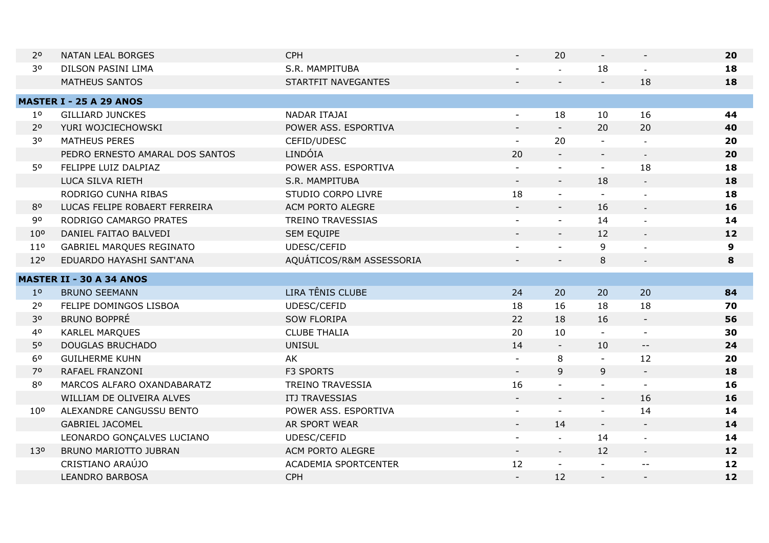| | | | | | | | |
|---|---|---|---|---|---|---|---|
| 2º | NATAN LEAL BORGES | CPH | - | 20 | - | - | **20** |
| 3º | DILSON PASINI LIMA | S.R. MAMPITUBA | - | - | 18 | - | **18** |
| | MATHEUS SANTOS | STARTFIT NAVEGANTES | - | - | - | 18 | **18** |
| **MASTER I - 25 A 29 ANOS** | | | | | | | |
| 1º | GILLIARD JUNCKES | NADAR ITAJAI | - | 18 | 10 | 16 | **44** |
| 2º | YURI WOJCIECHOWSKI | POWER ASS. ESPORTIVA | - | - | 20 | 20 | **40** |
| 3º | MATHEUS PERES | CEFID/UDESC | - | 20 | - | - | **20** |
| | PEDRO ERNESTO AMARAL DOS SANTOS | LINDÓIA | 20 | - | - | - | **20** |
| 5º | FELIPPE LUIZ DALPIAZ | POWER ASS. ESPORTIVA | - | - | - | 18 | **18** |
| | LUCA SILVA RIETH | S.R. MAMPITUBA | - | - | 18 | - | **18** |
| | RODRIGO CUNHA RIBAS | STUDIO CORPO LIVRE | 18 | - | - | - | **18** |
| 8º | LUCAS FELIPE ROBAERT FERREIRA | ACM PORTO ALEGRE | - | - | 16 | - | **16** |
| 9º | RODRIGO CAMARGO PRATES | TREINO TRAVESSIAS | - | - | 14 | - | **14** |
| 10º | DANIEL FAITAO BALVEDI | SEM EQUIPE | - | - | 12 | - | **12** |
| 11º | GABRIEL MARQUES REGINATO | UDESC/CEFID | - | - | 9 | - | **9** |
| 12º | EDUARDO HAYASHI SANT'ANA | AQUÁTICOS/R&M ASSESSORIA | - | - | 8 | - | **8** |
| **MASTER II - 30 A 34 ANOS** | | | | | | | |
| 1º | BRUNO SEEMANN | LIRA TÊNIS CLUBE | 24 | 20 | 20 | 20 | **84** |
| 2º | FELIPE DOMINGOS LISBOA | UDESC/CEFID | 18 | 16 | 18 | 18 | **70** |
| 3º | BRUNO BOPPRÉ | SOW FLORIPA | 22 | 18 | 16 | - | **56** |
| 4º | KARLEL MARQUES | CLUBE THALIA | 20 | 10 | - | - | **30** |
| 5º | DOUGLAS BRUCHADO | UNISUL | 14 | - | 10 | -- | **24** |
| 6º | GUILHERME KUHN | AK | - | 8 | - | 12 | **20** |
| 7º | RAFAEL FRANZONI | F3 SPORTS | - | 9 | 9 | - | **18** |
| 8º | MARCOS ALFARO OXANDABARATZ | TREINO TRAVESSIA | 16 | - | - | - | **16** |
| | WILLIAM DE OLIVEIRA ALVES | ITJ TRAVESSIAS | - | - | - | 16 | **16** |
| 10º | ALEXANDRE CANGUSSU BENTO | POWER ASS. ESPORTIVA | - | - | - | 14 | **14** |
| | GABRIEL JACOMEL | AR SPORT WEAR | - | 14 | - | - | **14** |
| | LEONARDO GONÇALVES LUCIANO | UDESC/CEFID | - | - | 14 | - | **14** |
| 13º | BRUNO MARIOTTO JUBRAN | ACM PORTO ALEGRE | - | - | 12 | - | **12** |
| | CRISTIANO ARAÚJO | ACADEMIA SPORTCENTER | 12 | - | - | -- | **12** |
| | LEANDRO BARBOSA | CPH | - | 12 | - | - | **12** |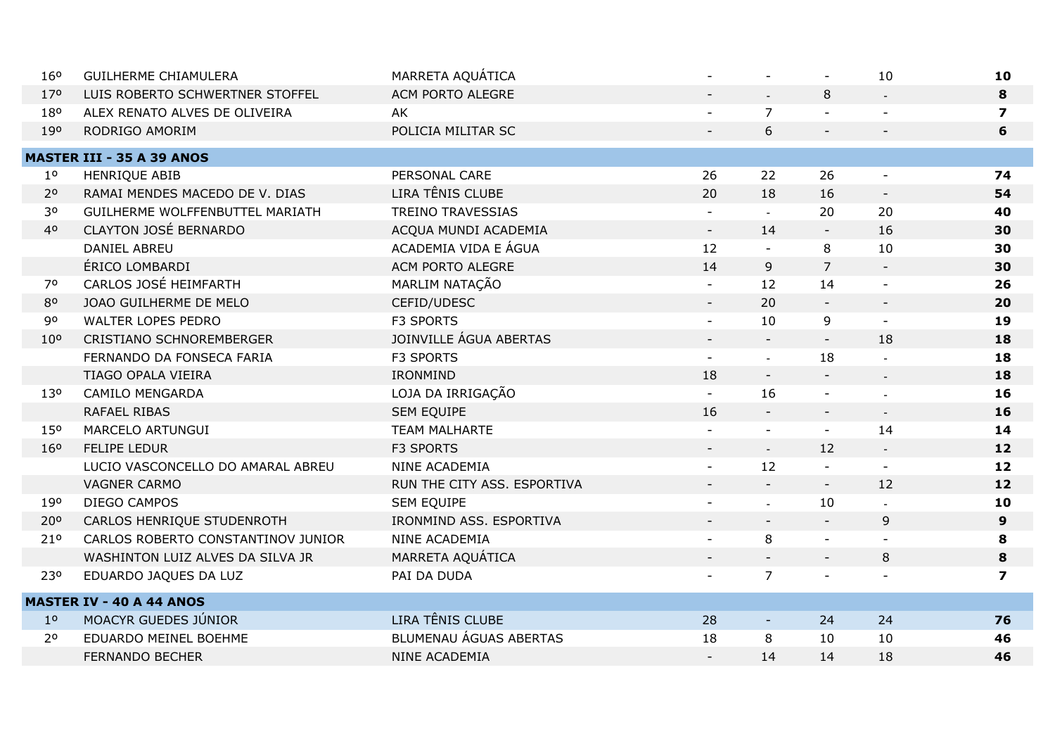| | | | | | | | |
|---|---|---|---|---|---|---|---|
| 16º | GUILHERME CHIAMULERA | MARRETA AQUÁTICA | - | - | - | 10 | **10** |
| 17º | LUIS ROBERTO SCHWERTNER STOFFEL | ACM PORTO ALEGRE | - | - | 8 | - | **8** |
| 18º | ALEX RENATO ALVES DE OLIVEIRA | AK | - | 7 | - | - | **7** |
| 19º | RODRIGO AMORIM | POLICIA MILITAR SC | - | 6 | - | - | **6** |
| **MASTER III - 35 A 39 ANOS** | | | | | | | |
| 1º | HENRIQUE ABIB | PERSONAL CARE | 26 | 22 | 26 | - | **74** |
| 2º | RAMAI MENDES MACEDO DE V. DIAS | LIRA TÊNIS CLUBE | 20 | 18 | 16 | - | **54** |
| 3º | GUILHERME WOLFFENBUTTEL MARIATH | TREINO TRAVESSIAS | - | - | 20 | 20 | **40** |
| 4º | CLAYTON JOSÉ BERNARDO | ACQUA MUNDI ACADEMIA | - | 14 | - | 16 | **30** |
| | DANIEL ABREU | ACADEMIA VIDA E ÁGUA | 12 | - | 8 | 10 | **30** |
| | ÉRICO LOMBARDI | ACM PORTO ALEGRE | 14 | 9 | 7 | - | **30** |
| 7º | CARLOS JOSÉ HEIMFARTH | MARLIM NATAÇÃO | - | 12 | 14 | - | **26** |
| 8º | JOAO GUILHERME DE MELO | CEFID/UDESC | - | 20 | - | - | **20** |
| 9º | WALTER LOPES PEDRO | F3 SPORTS | - | 10 | 9 | - | **19** |
| 10º | CRISTIANO SCHNOREMBERGER | JOINVILLE ÁGUA ABERTAS | - | - | - | 18 | **18** |
| | FERNANDO DA FONSECA FARIA | F3 SPORTS | - | - | 18 | - | **18** |
| | TIAGO OPALA VIEIRA | IRONMIND | 18 | - | - | - | **18** |
| 13º | CAMILO MENGARDA | LOJA DA IRRIGAÇÃO | - | 16 | - | - | **16** |
| | RAFAEL RIBAS | SEM EQUIPE | 16 | - | - | - | **16** |
| 15º | MARCELO ARTUNGUI | TEAM MALHARTE | - | - | - | 14 | **14** |
| 16º | FELIPE LEDUR | F3 SPORTS | - | - | 12 | - | **12** |
| | LUCIO VASCONCELLO DO AMARAL ABREU | NINE ACADEMIA | - | 12 | - | - | **12** |
| | VAGNER CARMO | RUN THE CITY ASS. ESPORTIVA | - | - | - | 12 | **12** |
| 19º | DIEGO CAMPOS | SEM EQUIPE | - | - | 10 | - | **10** |
| 20º | CARLOS HENRIQUE STUDENROTH | IRONMIND ASS. ESPORTIVA | - | - | - | 9 | **9** |
| 21º | CARLOS ROBERTO CONSTANTINOV JUNIOR | NINE ACADEMIA | - | 8 | - | - | **8** |
| | WASHINTON LUIZ ALVES DA SILVA JR | MARRETA AQUÁTICA | - | - | - | 8 | **8** |
| 23º | EDUARDO JAQUES DA LUZ | PAI DA DUDA | - | 7 | - | - | **7** |
| **MASTER IV - 40 A 44 ANOS** | | | | | | | |
| 1º | MOACYR GUEDES JÚNIOR | LIRA TÊNIS CLUBE | 28 | - | 24 | 24 | **76** |
| 2º | EDUARDO MEINEL BOEHME | BLUMENAU ÁGUAS ABERTAS | 18 | 8 | 10 | 10 | **46** |
| | FERNANDO BECHER | NINE ACADEMIA | - | 14 | 14 | 18 | **46** |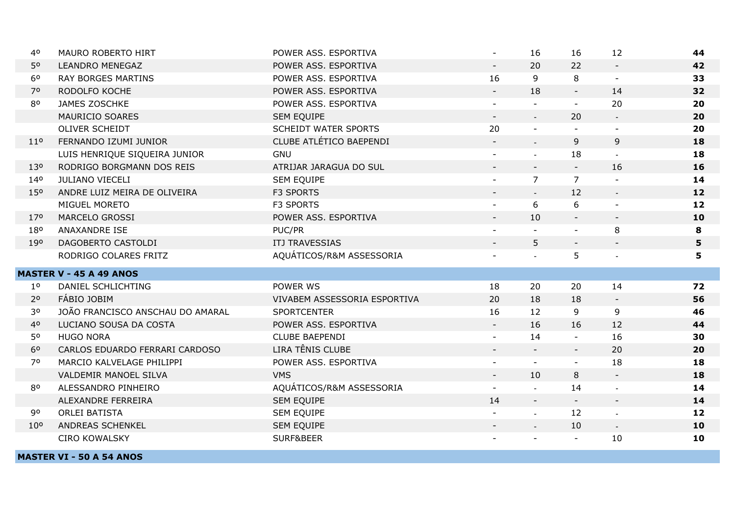| | | | | | | | |
|---|---|---|---|---|---|---|---|
| 4º | MAURO ROBERTO HIRT | POWER ASS. ESPORTIVA | - | 16 | 16 | 12 | **44** |
| 5º | LEANDRO MENEGAZ | POWER ASS. ESPORTIVA | - | 20 | 22 | - | **42** |
| 6º | RAY BORGES MARTINS | POWER ASS. ESPORTIVA | 16 | 9 | 8 | - | **33** |
| 7º | RODOLFO KOCHE | POWER ASS. ESPORTIVA | - | 18 | - | 14 | **32** |
| 8º | JAMES ZOSCHKE | POWER ASS. ESPORTIVA | - | - | - | 20 | **20** |
| | MAURICIO SOARES | SEM EQUIPE | - | - | 20 | - | **20** |
| | OLIVER SCHEIDT | SCHEIDT WATER SPORTS | 20 | - | - | - | **20** |
| 11º | FERNANDO IZUMI JUNIOR | CLUBE ATLÉTICO BAEPENDI | - | - | 9 | 9 | **18** |
| | LUIS HENRIQUE SIQUEIRA JUNIOR | GNU | - | - | 18 | - | **18** |
| 13º | RODRIGO BORGMANN DOS REIS | ATRIJAR JARAGUA DO SUL | - | - | - | 16 | **16** |
| 14º | JULIANO VIECELI | SEM EQUIPE | - | 7 | 7 | - | **14** |
| 15º | ANDRE LUIZ MEIRA DE OLIVEIRA | F3 SPORTS | - | - | 12 | - | **12** |
| | MIGUEL MORETO | F3 SPORTS | - | 6 | 6 | - | **12** |
| 17º | MARCELO GROSSI | POWER ASS. ESPORTIVA | - | 10 | - | - | **10** |
| 18º | ANAXANDRE ISE | PUC/PR | - | - | - | 8 | **8** |
| 19º | DAGOBERTO CASTOLDI | ITJ TRAVESSIAS | - | 5 | - | - | **5** |
| | RODRIGO COLARES FRITZ | AQUÁTICOS/R&M ASSESSORIA | - | - | 5 | - | **5** |
| **MASTER V - 45 A 49 ANOS** | | | | | | | |
| 1º | DANIEL SCHLICHTING | POWER WS | 18 | 20 | 20 | 14 | **72** |
| 2º | FÁBIO JOBIM | VIVABEM ASSESSORIA ESPORTIVA | 20 | 18 | 18 | - | **56** |
| 3º | JOÃO FRANCISCO ANSCHAU DO AMARAL | SPORTCENTER | 16 | 12 | 9 | 9 | **46** |
| 4º | LUCIANO SOUSA DA COSTA | POWER ASS. ESPORTIVA | - | 16 | 16 | 12 | **44** |
| 5º | HUGO NORA | CLUBE BAEPENDI | - | 14 | - | 16 | **30** |
| 6º | CARLOS EDUARDO FERRARI CARDOSO | LIRA TÊNIS CLUBE | - | - | - | 20 | **20** |
| 7º | MARCIO KALVELAGE PHILIPPI | POWER ASS. ESPORTIVA | - | - | - | 18 | **18** |
| | VALDEMIR MANOEL SILVA | VMS | - | 10 | 8 | - | **18** |
| 8º | ALESSANDRO PINHEIRO | AQUÁTICOS/R&M ASSESSORIA | - | - | 14 | - | **14** |
| | ALEXANDRE FERREIRA | SEM EQUIPE | 14 | - | - | - | **14** |
| 9º | ORLEI BATISTA | SEM EQUIPE | - | - | 12 | - | **12** |
| 10º | ANDREAS SCHENKEL | SEM EQUIPE | - | - | 10 | - | **10** |
| | CIRO KOWALSKY | SURF&BEER | - | - | - | 10 | **10** |
| **MASTER VI - 50 A 54 ANOS** | | | | | | | |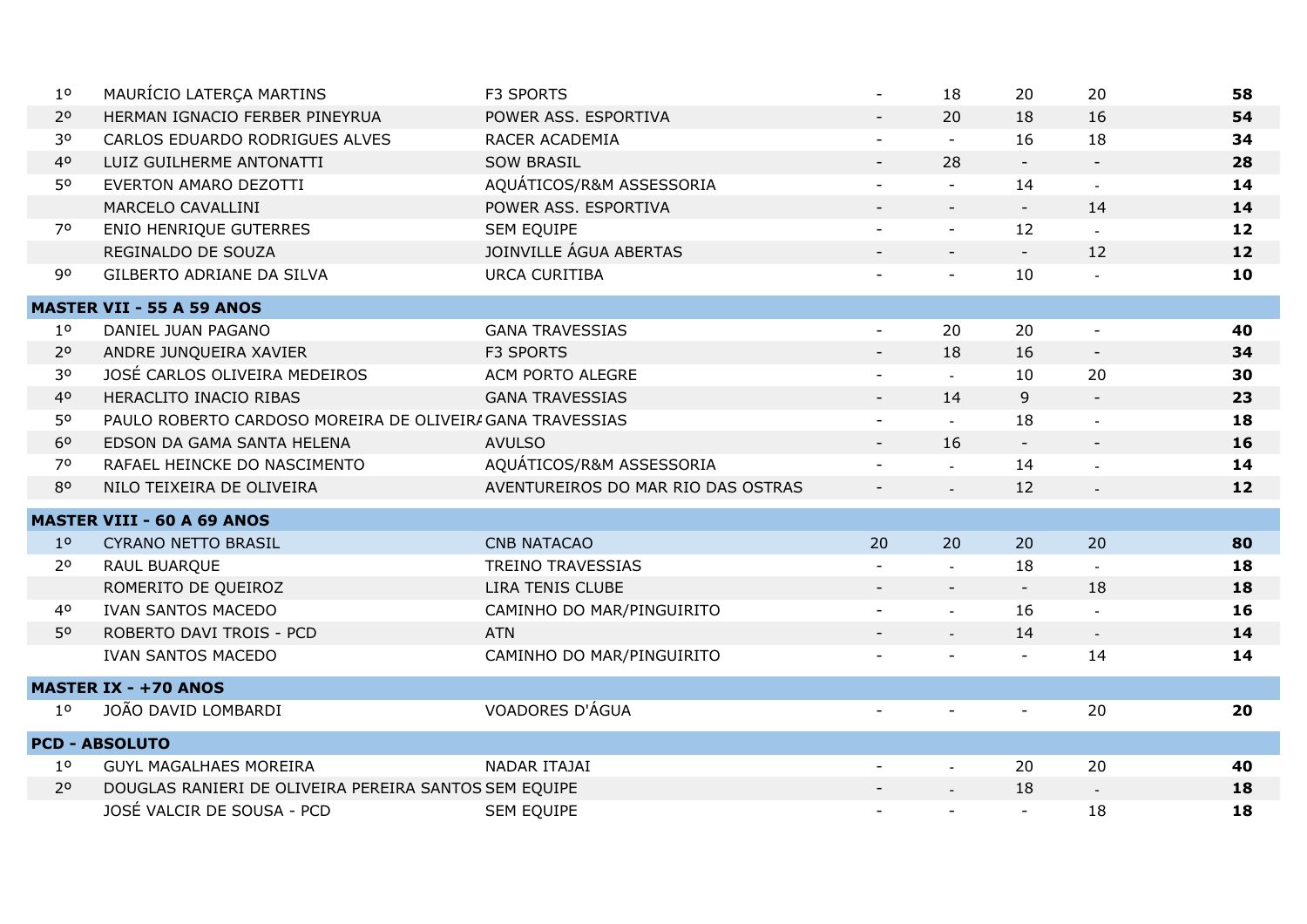| | | | | | | | |
|---|---|---|---|---|---|---|---|
| 1º | MAURÍCIO LATERÇA MARTINS | F3 SPORTS | - | 18 | 20 | 20 | **58** |
| 2º | HERMAN IGNACIO FERBER PINEYRUA | POWER ASS. ESPORTIVA | - | 20 | 18 | 16 | **54** |
| 3º | CARLOS EDUARDO RODRIGUES ALVES | RACER ACADEMIA | - | - | 16 | 18 | **34** |
| 4º | LUIZ GUILHERME ANTONATTI | SOW BRASIL | - | 28 | - | - | **28** |
| 5º | EVERTON AMARO DEZOTTI | AQUÁTICOS/R&M ASSESSORIA | - | - | 14 | - | **14** |
| | MARCELO CAVALLINI | POWER ASS. ESPORTIVA | - | - | - | 14 | **14** |
| 7º | ENIO HENRIQUE GUTERRES | SEM EQUIPE | - | - | 12 | - | **12** |
| | REGINALDO DE SOUZA | JOINVILLE ÁGUA ABERTAS | - | - | - | 12 | **12** |
| 9º | GILBERTO ADRIANE DA SILVA | URCA CURITIBA | - | - | 10 | - | **10** |
| **MASTER VII - 55 A 59 ANOS** | | | | | | | |
| 1º | DANIEL JUAN PAGANO | GANA TRAVESSIAS | - | 20 | 20 | - | **40** |
| 2º | ANDRE JUNQUEIRA XAVIER | F3 SPORTS | - | 18 | 16 | - | **34** |
| 3º | JOSÉ CARLOS OLIVEIRA MEDEIROS | ACM PORTO ALEGRE | - | - | 10 | 20 | **30** |
| 4º | HERACLITO INACIO RIBAS | GANA TRAVESSIAS | - | 14 | 9 | - | **23** |
| 5º | PAULO ROBERTO CARDOSO MOREIRA DE OLIVEIRA | GANA TRAVESSIAS | - | - | 18 | - | **18** |
| 6º | EDSON DA GAMA SANTA HELENA | AVULSO | - | 16 | - | - | **16** |
| 7º | RAFAEL HEINCKE DO NASCIMENTO | AQUÁTICOS/R&M ASSESSORIA | - | - | 14 | - | **14** |
| 8º | NILO TEIXEIRA DE OLIVEIRA | AVENTUREIROS DO MAR RIO DAS OSTRAS | - | - | 12 | - | **12** |
| **MASTER VIII - 60 A 69 ANOS** | | | | | | | |
| 1º | CYRANO NETTO BRASIL | CNB NATACAO | 20 | 20 | 20 | 20 | **80** |
| 2º | RAUL BUARQUE | TREINO TRAVESSIAS | - | - | 18 | - | **18** |
| | ROMERITO DE QUEIROZ | LIRA TENIS CLUBE | - | - | - | 18 | **18** |
| 4º | IVAN SANTOS MACEDO | CAMINHO DO MAR/PINGUIRITO | - | - | 16 | - | **16** |
| 5º | ROBERTO DAVI TROIS - PCD | ATN | - | - | 14 | - | **14** |
| | IVAN SANTOS MACEDO | CAMINHO DO MAR/PINGUIRITO | - | - | - | 14 | **14** |
| **MASTER IX - +70 ANOS** | | | | | | | |
| 1º | JOÃO DAVID LOMBARDI | VOADORES D'ÁGUA | - | - | - | 20 | **20** |
| **PCD - ABSOLUTO** | | | | | | | |
| 1º | GUYL MAGALHAES MOREIRA | NADAR ITAJAI | - | - | 20 | 20 | **40** |
| 2º | DOUGLAS RANIERI DE OLIVEIRA PEREIRA SANTOS | SEM EQUIPE | - | - | 18 | - | **18** |
| | JOSÉ VALCIR DE SOUSA - PCD | SEM EQUIPE | - | - | - | 18 | **18** |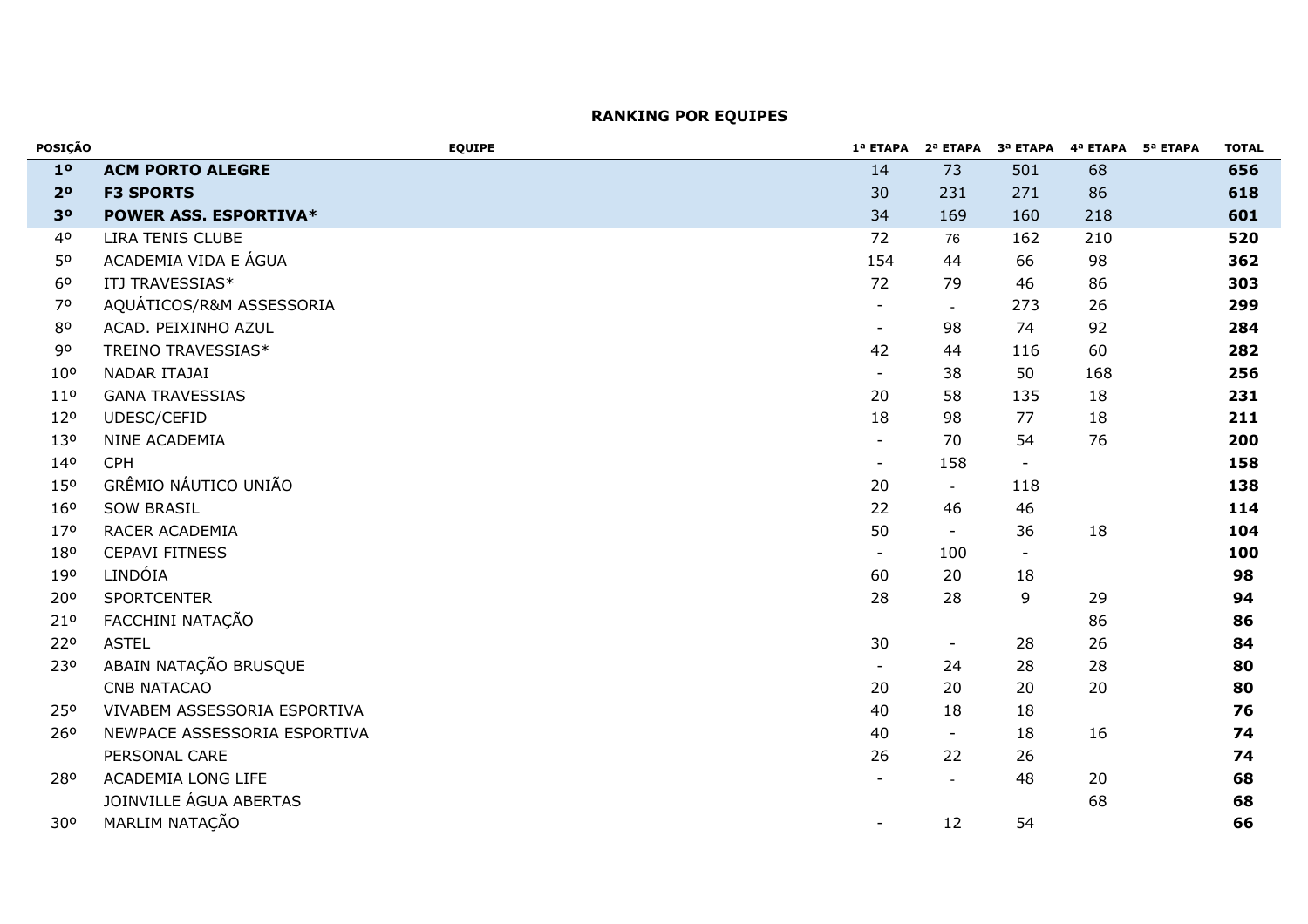## RANKING POR EQUIPES

| POSIÇÃO | EQUIPE | 1ª ETAPA | 2ª ETAPA | 3ª ETAPA | 4ª ETAPA | 5ª ETAPA | TOTAL |
|---|---|---|---|---|---|---|---|
| **1º** | **ACM PORTO ALEGRE** | 14 | 73 | 501 | 68 | | **656** |
| **2º** | **F3 SPORTS** | 30 | 231 | 271 | 86 | | **618** |
| **3º** | **POWER ASS. ESPORTIVA*** | 34 | 169 | 160 | 218 | | **601** |
| 4º | LIRA TENIS CLUBE | 72 | 76 | 162 | 210 | | **520** |
| 5º | ACADEMIA VIDA E ÁGUA | 154 | 44 | 66 | 98 | | **362** |
| 6º | ITJ TRAVESSIAS* | 72 | 79 | 46 | 86 | | **303** |
| 7º | AQUÁTICOS/R&M ASSESSORIA | - | - | 273 | 26 | | **299** |
| 8º | ACAD. PEIXINHO AZUL | - | 98 | 74 | 92 | | **284** |
| 9º | TREINO TRAVESSIAS* | 42 | 44 | 116 | 60 | | **282** |
| 10º | NADAR ITAJAI | - | 38 | 50 | 168 | | **256** |
| 11º | GANA TRAVESSIAS | 20 | 58 | 135 | 18 | | **231** |
| 12º | UDESC/CEFID | 18 | 98 | 77 | 18 | | **211** |
| 13º | NINE ACADEMIA | - | 70 | 54 | 76 | | **200** |
| 14º | CPH | - | 158 | - | | | **158** |
| 15º | GRÊMIO NÁUTICO UNIÃO | 20 | - | 118 | | | **138** |
| 16º | SOW BRASIL | 22 | 46 | 46 | | | **114** |
| 17º | RACER ACADEMIA | 50 | - | 36 | 18 | | **104** |
| 18º | CEPAVI FITNESS | - | 100 | - | | | **100** |
| 19º | LINDÓIA | 60 | 20 | 18 | | | **98** |
| 20º | SPORTCENTER | 28 | 28 | 9 | 29 | | **94** |
| 21º | FACCHINI NATAÇÃO | | | | 86 | | **86** |
| 22º | ASTEL | 30 | - | 28 | 26 | | **84** |
| 23º | ABAIN NATAÇÃO BRUSQUE | - | 24 | 28 | 28 | | **80** |
| | CNB NATACAO | 20 | 20 | 20 | 20 | | **80** |
| 25º | VIVABEM ASSESSORIA ESPORTIVA | 40 | 18 | 18 | | | **76** |
| 26º | NEWPACE ASSESSORIA ESPORTIVA | 40 | - | 18 | 16 | | **74** |
| | PERSONAL CARE | 26 | 22 | 26 | | | **74** |
| 28º | ACADEMIA LONG LIFE | - | - | 48 | 20 | | **68** |
| | JOINVILLE ÁGUA ABERTAS | | | | 68 | | **68** |
| 30º | MARLIM NATAÇÃO | - | 12 | 54 | | | **66** |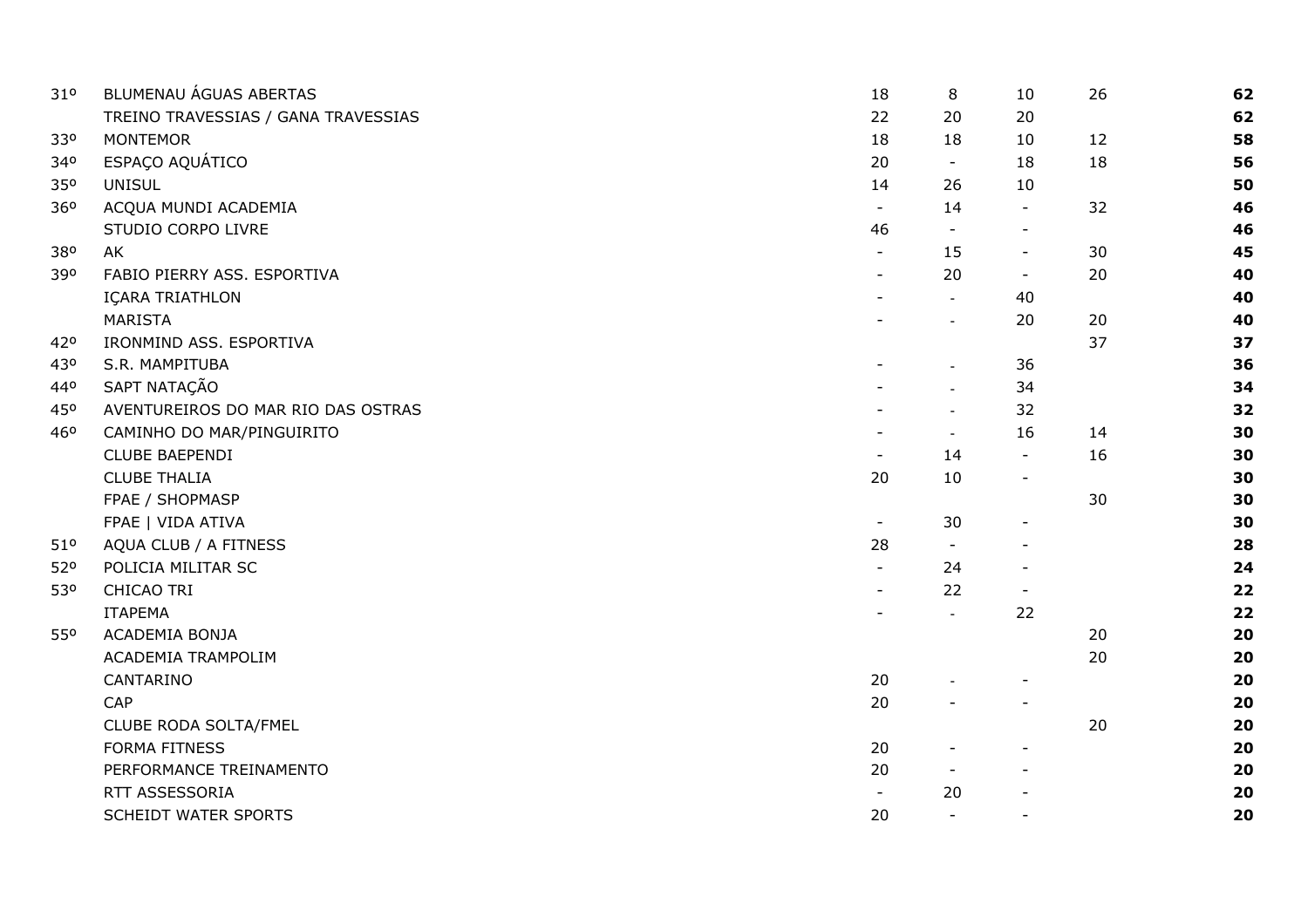| | | | | | | |
|---|---|---|---|---|---|---|
| 31º | BLUMENAU ÁGUAS ABERTAS | 18 | 8 | 10 | 26 | **62** |
| | TREINO TRAVESSIAS / GANA TRAVESSIAS | 22 | 20 | 20 | | **62** |
| 33º | MONTEMOR | 18 | 18 | 10 | 12 | **58** |
| 34º | ESPAÇO AQUÁTICO | 20 | - | 18 | 18 | **56** |
| 35º | UNISUL | 14 | 26 | 10 | | **50** |
| 36º | ACQUA MUNDI ACADEMIA | - | 14 | - | 32 | **46** |
| | STUDIO CORPO LIVRE | 46 | - | - | | **46** |
| 38º | AK | - | 15 | - | 30 | **45** |
| 39º | FABIO PIERRY ASS. ESPORTIVA | - | 20 | - | 20 | **40** |
| | IÇARA TRIATHLON | - | - | 40 | | **40** |
| | MARISTA | - | - | 20 | 20 | **40** |
| 42º | IRONMIND ASS. ESPORTIVA | | | | 37 | **37** |
| 43º | S.R. MAMPITUBA | - | - | 36 | | **36** |
| 44º | SAPT NATAÇÃO | - | - | 34 | | **34** |
| 45º | AVENTUREIROS DO MAR RIO DAS OSTRAS | - | - | 32 | | **32** |
| 46º | CAMINHO DO MAR/PINGUIRITO | - | - | 16 | 14 | **30** |
| | CLUBE BAEPENDI | - | 14 | - | 16 | **30** |
| | CLUBE THALIA | 20 | 10 | - | | **30** |
| | FPAE / SHOPMASP | | | | 30 | **30** |
| | FPAE \| VIDA ATIVA | - | 30 | - | | **30** |
| 51º | AQUA CLUB / A FITNESS | 28 | - | - | | **28** |
| 52º | POLICIA MILITAR SC | - | 24 | - | | **24** |
| 53º | CHICAO TRI | - | 22 | - | | **22** |
| | ITAPEMA | - | - | 22 | | **22** |
| 55º | ACADEMIA BONJA | | | | 20 | **20** |
| | ACADEMIA TRAMPOLIM | | | | 20 | **20** |
| | CANTARINO | 20 | - | - | | **20** |
| | CAP | 20 | - | - | | **20** |
| | CLUBE RODA SOLTA/FMEL | | | | 20 | **20** |
| | FORMA FITNESS | 20 | - | - | | **20** |
| | PERFORMANCE TREINAMENTO | 20 | - | - | | **20** |
| | RTT ASSESSORIA | - | 20 | - | | **20** |
| | SCHEIDT WATER SPORTS | 20 | - | - | | **20** |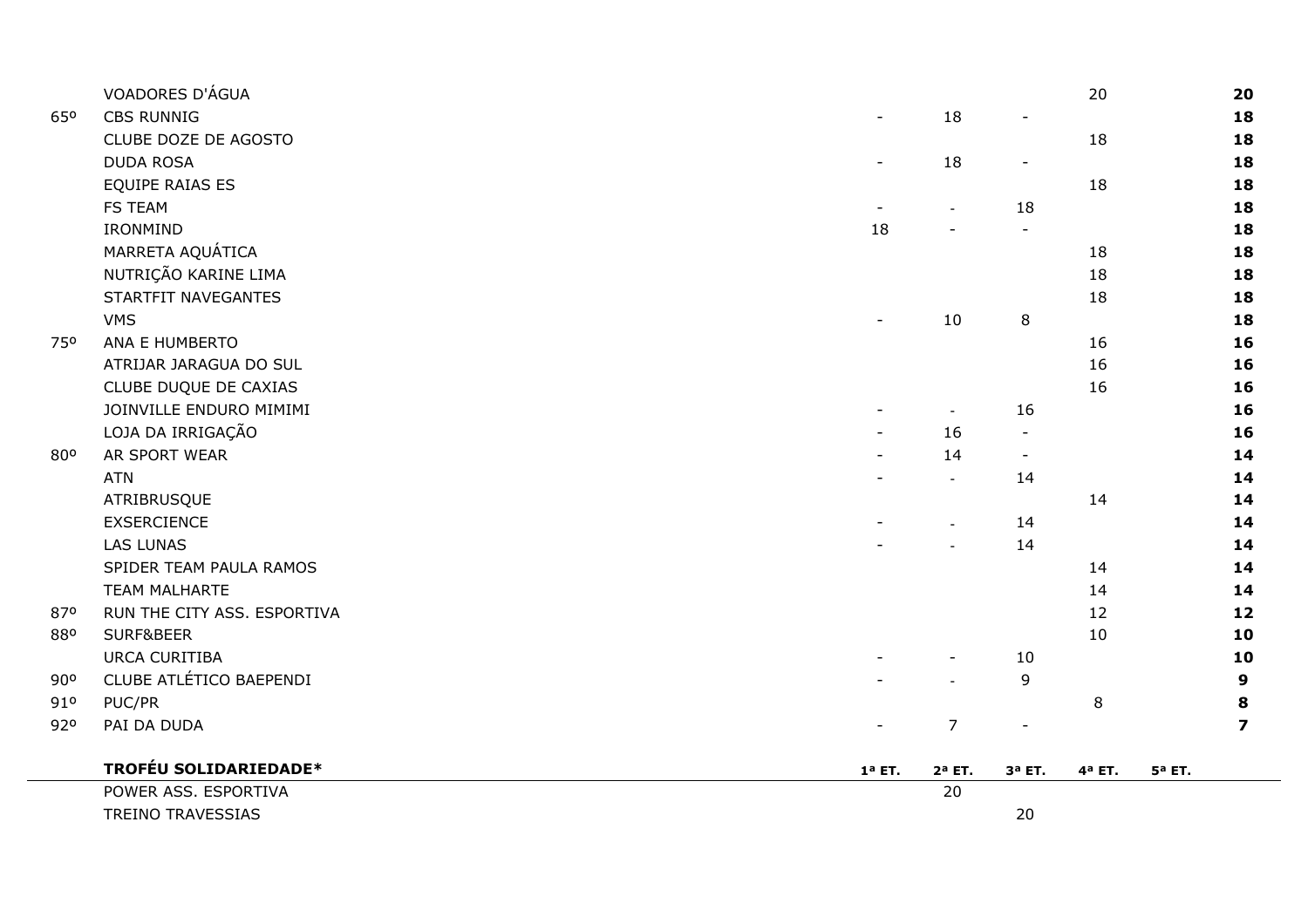| | | | | | | | |
|---|---|---|---|---|---|---|---|
| | VOADORES D'ÁGUA | | | | 20 | | **20** |
| 65º | CBS RUNNIG | - | 18 | - | | | **18** |
| | CLUBE DOZE DE AGOSTO | | | | 18 | | **18** |
| | DUDA ROSA | - | 18 | - | | | **18** |
| | EQUIPE RAIAS ES | | | | 18 | | **18** |
| | FS TEAM | - | - | 18 | | | **18** |
| | IRONMIND | 18 | - | - | | | **18** |
| | MARRETA AQUÁTICA | | | | 18 | | **18** |
| | NUTRIÇÃO KARINE LIMA | | | | 18 | | **18** |
| | STARTFIT NAVEGANTES | | | | 18 | | **18** |
| | VMS | - | 10 | 8 | | | **18** |
| 75º | ANA E HUMBERTO | | | | 16 | | **16** |
| | ATRIJAR JARAGUA DO SUL | | | | 16 | | **16** |
| | CLUBE DUQUE DE CAXIAS | | | | 16 | | **16** |
| | JOINVILLE ENDURO MIMIMI | - | - | 16 | | | **16** |
| | LOJA DA IRRIGAÇÃO | - | 16 | - | | | **16** |
| 80º | AR SPORT WEAR | - | 14 | - | | | **14** |
| | ATN | - | - | 14 | | | **14** |
| | ATRIBRUSQUE | | | | 14 | | **14** |
| | EXSERCIENCE | - | - | 14 | | | **14** |
| | LAS LUNAS | - | - | 14 | | | **14** |
| | SPIDER TEAM PAULA RAMOS | | | | 14 | | **14** |
| | TEAM MALHARTE | | | | 14 | | **14** |
| 87º | RUN THE CITY ASS. ESPORTIVA | | | | 12 | | **12** |
| 88º | SURF&BEER | | | | 10 | | **10** |
| | URCA CURITIBA | - | - | 10 | | | **10** |
| 90º | CLUBE ATLÉTICO BAEPENDI | - | - | 9 | | | **9** |
| 91º | PUC/PR | | | | 8 | | **8** |
| 92º | PAI DA DUDA | - | 7 | - | | | **7** |

| | **TROFÉU SOLIDARIEDADE*** | **1ª ET.** | **2ª ET.** | **3ª ET.** | **4ª ET.** | **5ª ET.** |
|---|---|---|---|---|---|---|
| | POWER ASS. ESPORTIVA | | 20 | | | |
| | TREINO TRAVESSIAS | | | 20 | | |